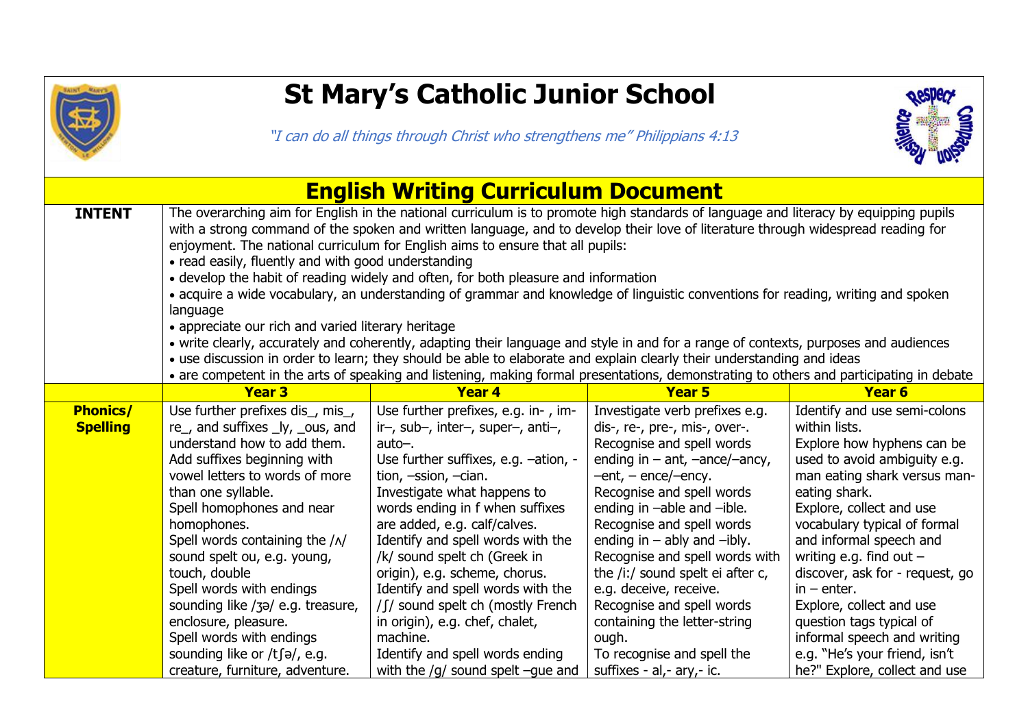# St Mary's Catholic Junior School

*"I can do all things through Christ who strengthens me" Philippians 4:13*

## English Writing Curriculum Document

| | | | | |
|---|---|---|---|---|
| **INTENT** | The overarching aim for English in the national curriculum is to promote high standards of language and literacy by equipping pupils with a strong command of the spoken and written language, and to develop their love of literature through widespread reading for enjoyment. The national curriculum for English aims to ensure that all pupils:<br>• read easily, fluently and with good understanding<br>• develop the habit of reading widely and often, for both pleasure and information<br>• acquire a wide vocabulary, an understanding of grammar and knowledge of linguistic conventions for reading, writing and spoken language<br>• appreciate our rich and varied literary heritage<br>• write clearly, accurately and coherently, adapting their language and style in and for a range of contexts, purposes and audiences<br>• use discussion in order to learn; they should be able to elaborate and explain clearly their understanding and ideas<br>• are competent in the arts of speaking and listening, making formal presentations, demonstrating to others and participating in debate | | | |
| | **Year 3** | **Year 4** | **Year 5** | **Year 6** |
| **Phonics/ Spelling** | Use further prefixes dis_, mis_, re_, and suffixes _ly, _ous, and understand how to add them.<br>Add suffixes beginning with vowel letters to words of more than one syllable.<br>Spell homophones and near homophones.<br>Spell words containing the /ʌ/ sound spelt ou, e.g. young, touch, double<br>Spell words with endings sounding like /ʒə/ e.g. treasure, enclosure, pleasure.<br>Spell words with endings sounding like or /tʃə/, e.g. creature, furniture, adventure. | Use further prefixes, e.g. in- , im- ir–, sub–, inter–, super–, anti–, auto–.<br>Use further suffixes, e.g. –ation, -tion, –ssion, –cian.<br>Investigate what happens to words ending in f when suffixes are added, e.g. calf/calves.<br>Identify and spell words with the /k/ sound spelt ch (Greek in origin), e.g. scheme, chorus.<br>Identify and spell words with the /ʃ/ sound spelt ch (mostly French in origin), e.g. chef, chalet, machine.<br>Identify and spell words ending with the /g/ sound spelt –gue and | Investigate verb prefixes e.g. dis-, re-, pre-, mis-, over-.<br>Recognise and spell words ending in – ant, –ance/–ancy, –ent, – ence/–ency.<br>Recognise and spell words ending in –able and –ible.<br>Recognise and spell words ending in – ably and –ibly.<br>Recognise and spell words with the /i:/ sound spelt ei after c, e.g. deceive, receive.<br>Recognise and spell words containing the letter-string ough.<br>To recognise and spell the suffixes - al,- ary,- ic. | Identify and use semi-colons within lists.<br>Explore how hyphens can be used to avoid ambiguity e.g. man eating shark versus man-eating shark.<br>Explore, collect and use vocabulary typical of formal and informal speech and writing e.g. find out – discover, ask for - request, go in – enter.<br>Explore, collect and use question tags typical of informal speech and writing e.g. "He's your friend, isn't he?" Explore, collect and use |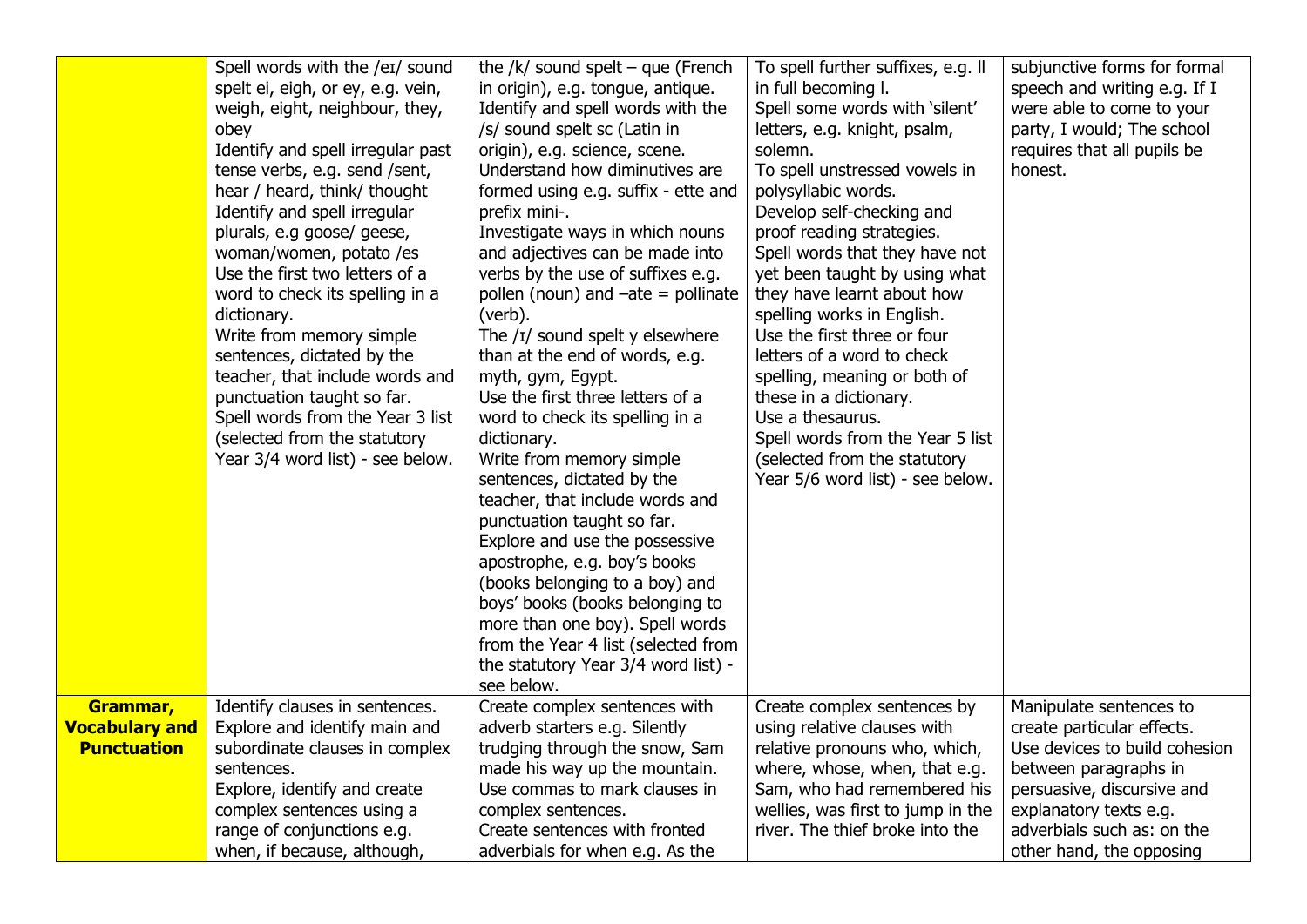| | | | | |
|---|---|---|---|---|
| | Spell words with the /eɪ/ sound spelt ei, eigh, or ey, e.g. vein, weigh, eight, neighbour, they, obey<br>Identify and spell irregular past tense verbs, e.g. send /sent, hear / heard, think/ thought<br>Identify and spell irregular plurals, e.g goose/ geese, woman/women, potato /es<br>Use the first two letters of a word to check its spelling in a dictionary.<br>Write from memory simple sentences, dictated by the teacher, that include words and punctuation taught so far.<br>Spell words from the Year 3 list (selected from the statutory Year 3/4 word list) - see below. | the /k/ sound spelt – que (French in origin), e.g. tongue, antique.<br>Identify and spell words with the /s/ sound spelt sc (Latin in origin), e.g. science, scene.<br>Understand how diminutives are formed using e.g. suffix - ette and prefix mini-.<br>Investigate ways in which nouns and adjectives can be made into verbs by the use of suffixes e.g. pollen (noun) and –ate = pollinate (verb).<br>The /ɪ/ sound spelt y elsewhere than at the end of words, e.g. myth, gym, Egypt.<br>Use the first three letters of a word to check its spelling in a dictionary.<br>Write from memory simple sentences, dictated by the teacher, that include words and punctuation taught so far.<br>Explore and use the possessive apostrophe, e.g. boy's books (books belonging to a boy) and boys' books (books belonging to more than one boy). Spell words from the Year 4 list (selected from the statutory Year 3/4 word list) - see below. | To spell further suffixes, e.g. ll in full becoming l.<br>Spell some words with 'silent' letters, e.g. knight, psalm, solemn.<br>To spell unstressed vowels in polysyllabic words.<br>Develop self-checking and proof reading strategies.<br>Spell words that they have not yet been taught by using what they have learnt about how spelling works in English.<br>Use the first three or four letters of a word to check spelling, meaning or both of these in a dictionary.<br>Use a thesaurus.<br>Spell words from the Year 5 list (selected from the statutory Year 5/6 word list) - see below. | subjunctive forms for formal speech and writing e.g. If I were able to come to your party, I would; The school requires that all pupils be honest. |
| **Grammar, Vocabulary and Punctuation** | Identify clauses in sentences.<br>Explore and identify main and subordinate clauses in complex sentences.<br>Explore, identify and create complex sentences using a range of conjunctions e.g. when, if because, although, | Create complex sentences with adverb starters e.g. Silently trudging through the snow, Sam made his way up the mountain.<br>Use commas to mark clauses in complex sentences.<br>Create sentences with fronted adverbials for when e.g. As the | Create complex sentences by using relative clauses with relative pronouns who, which, where, whose, when, that e.g. Sam, who had remembered his wellies, was first to jump in the river. The thief broke into the | Manipulate sentences to create particular effects.<br>Use devices to build cohesion between paragraphs in persuasive, discursive and explanatory texts e.g. adverbials such as: on the other hand, the opposing |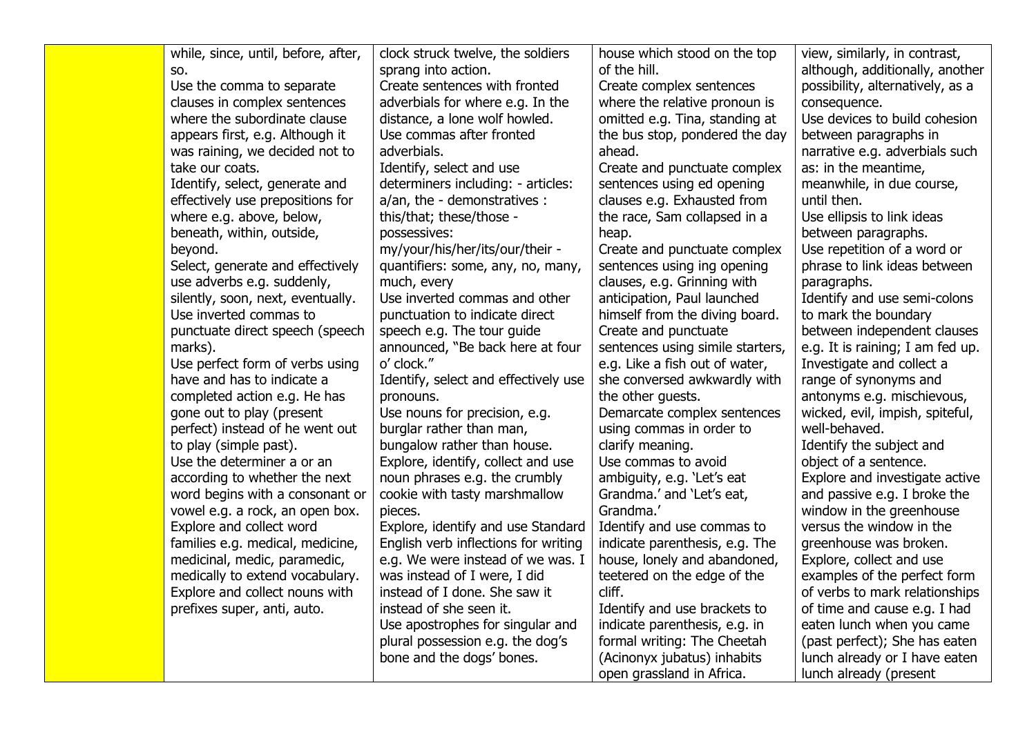| | | | | |
|---|---|---|---|---|
| | while, since, until, before, after, so.<br>Use the comma to separate clauses in complex sentences where the subordinate clause appears first, e.g. Although it was raining, we decided not to take our coats.<br>Identify, select, generate and effectively use prepositions for where e.g. above, below, beneath, within, outside, beyond.<br>Select, generate and effectively use adverbs e.g. suddenly, silently, soon, next, eventually.<br>Use inverted commas to punctuate direct speech (speech marks).<br>Use perfect form of verbs using have and has to indicate a completed action e.g. He has gone out to play (present perfect) instead of he went out to play (simple past).<br>Use the determiner a or an according to whether the next word begins with a consonant or vowel e.g. a rock, an open box.<br>Explore and collect word families e.g. medical, medicine, medicinal, medic, paramedic, medically to extend vocabulary.<br>Explore and collect nouns with prefixes super, anti, auto. | clock struck twelve, the soldiers sprang into action.<br>Create sentences with fronted adverbials for where e.g. In the distance, a lone wolf howled.<br>Use commas after fronted adverbials.<br>Identify, select and use determiners including: - articles: a/an, the - demonstratives : this/that; these/those - possessives: my/your/his/her/its/our/their - quantifiers: some, any, no, many, much, every<br>Use inverted commas and other punctuation to indicate direct speech e.g. The tour guide announced, "Be back here at four o' clock."<br>Identify, select and effectively use pronouns.<br>Use nouns for precision, e.g. burglar rather than man, bungalow rather than house.<br>Explore, identify, collect and use noun phrases e.g. the crumbly cookie with tasty marshmallow pieces.<br>Explore, identify and use Standard English verb inflections for writing e.g. We were instead of we was. I was instead of I were, I did instead of I done. She saw it instead of she seen it.<br>Use apostrophes for singular and plural possession e.g. the dog's bone and the dogs' bones. | house which stood on the top of the hill.<br>Create complex sentences where the relative pronoun is omitted e.g. Tina, standing at the bus stop, pondered the day ahead.<br>Create and punctuate complex sentences using ed opening clauses e.g. Exhausted from the race, Sam collapsed in a heap.<br>Create and punctuate complex sentences using ing opening clauses, e.g. Grinning with anticipation, Paul launched himself from the diving board.<br>Create and punctuate sentences using simile starters, e.g. Like a fish out of water, she conversed awkwardly with the other guests.<br>Demarcate complex sentences using commas in order to clarify meaning.<br>Use commas to avoid ambiguity, e.g. 'Let's eat Grandma.' and 'Let's eat, Grandma.'<br>Identify and use commas to indicate parenthesis, e.g. The house, lonely and abandoned, teetered on the edge of the cliff.<br>Identify and use brackets to indicate parenthesis, e.g. in formal writing: The Cheetah (Acinonyx jubatus) inhabits open grassland in Africa. | view, similarly, in contrast, although, additionally, another possibility, alternatively, as a consequence.<br>Use devices to build cohesion between paragraphs in narrative e.g. adverbials such as: in the meantime, meanwhile, in due course, until then.<br>Use ellipsis to link ideas between paragraphs.<br>Use repetition of a word or phrase to link ideas between paragraphs.<br>Identify and use semi-colons to mark the boundary between independent clauses e.g. It is raining; I am fed up.<br>Investigate and collect a range of synonyms and antonyms e.g. mischievous, wicked, evil, impish, spiteful, well-behaved.<br>Identify the subject and object of a sentence.<br>Explore and investigate active and passive e.g. I broke the window in the greenhouse versus the window in the greenhouse was broken.<br>Explore, collect and use examples of the perfect form of verbs to mark relationships of time and cause e.g. I had eaten lunch when you came (past perfect); She has eaten lunch already or I have eaten lunch already (present |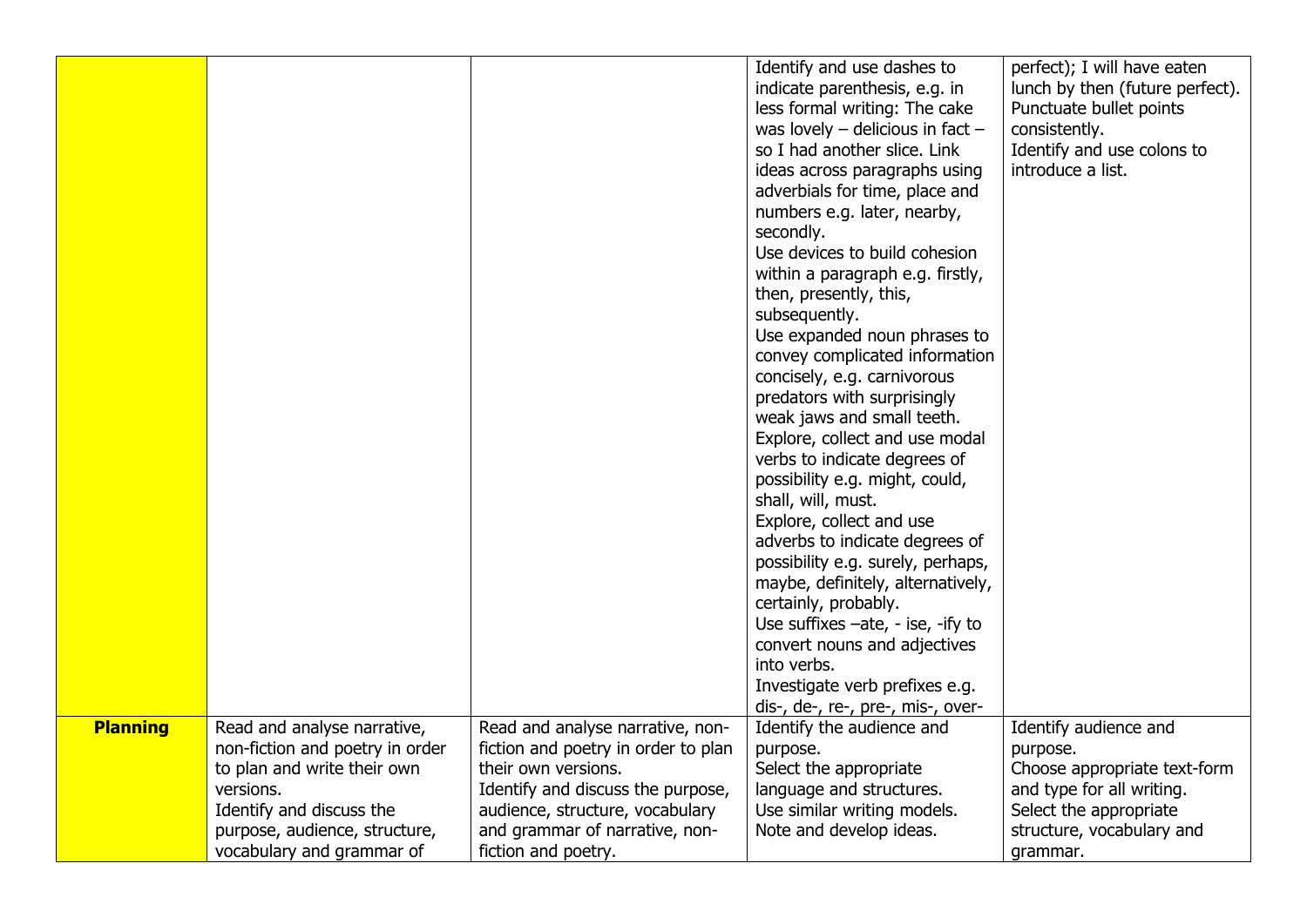| | | | | |
|---|---|---|---|---|
| | | | Identify and use dashes to indicate parenthesis, e.g. in less formal writing: The cake was lovely – delicious in fact – so I had another slice. Link ideas across paragraphs using adverbials for time, place and numbers e.g. later, nearby, secondly.<br>Use devices to build cohesion within a paragraph e.g. firstly, then, presently, this, subsequently.<br>Use expanded noun phrases to convey complicated information concisely, e.g. carnivorous predators with surprisingly weak jaws and small teeth.<br>Explore, collect and use modal verbs to indicate degrees of possibility e.g. might, could, shall, will, must.<br>Explore, collect and use adverbs to indicate degrees of possibility e.g. surely, perhaps, maybe, definitely, alternatively, certainly, probably.<br>Use suffixes –ate, - ise, -ify to convert nouns and adjectives into verbs.<br>Investigate verb prefixes e.g. dis-, de-, re-, pre-, mis-, over- | perfect); I will have eaten lunch by then (future perfect).<br>Punctuate bullet points consistently.<br>Identify and use colons to introduce a list. |
| **Planning** | Read and analyse narrative, non-fiction and poetry in order to plan and write their own versions.<br>Identify and discuss the purpose, audience, structure, vocabulary and grammar of | Read and analyse narrative, non-fiction and poetry in order to plan their own versions.<br>Identify and discuss the purpose, audience, structure, vocabulary and grammar of narrative, non-fiction and poetry. | Identify the audience and purpose.<br>Select the appropriate language and structures.<br>Use similar writing models.<br>Note and develop ideas. | Identify audience and purpose.<br>Choose appropriate text-form and type for all writing.<br>Select the appropriate structure, vocabulary and grammar. |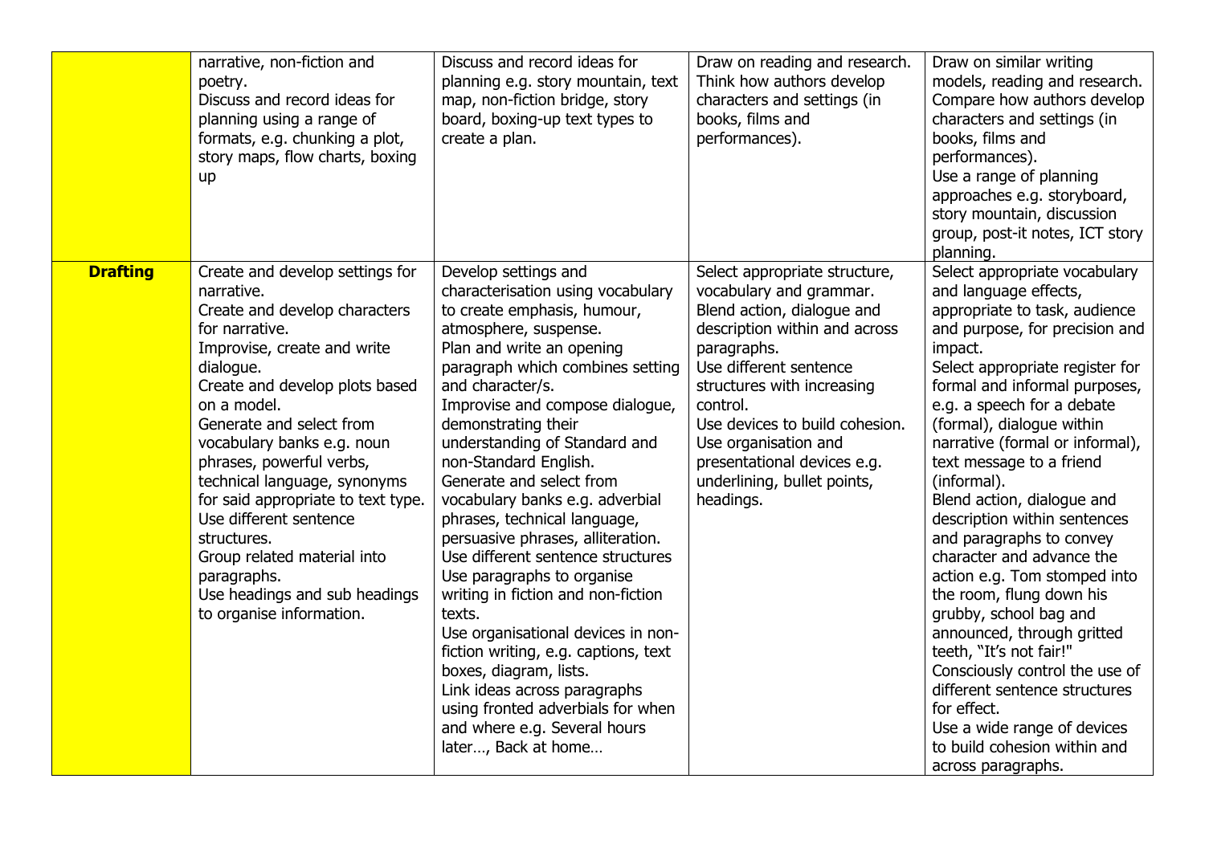| | | | | |
|---|---|---|---|---|
| | narrative, non-fiction and poetry.<br>Discuss and record ideas for planning using a range of formats, e.g. chunking a plot, story maps, flow charts, boxing up | Discuss and record ideas for planning e.g. story mountain, text map, non-fiction bridge, story board, boxing-up text types to create a plan. | Draw on reading and research. Think how authors develop characters and settings (in books, films and performances). | Draw on similar writing models, reading and research. Compare how authors develop characters and settings (in books, films and performances).<br>Use a range of planning approaches e.g. storyboard, story mountain, discussion group, post-it notes, ICT story planning. |
| **Drafting** | Create and develop settings for narrative.<br>Create and develop characters for narrative.<br>Improvise, create and write dialogue.<br>Create and develop plots based on a model.<br>Generate and select from vocabulary banks e.g. noun phrases, powerful verbs, technical language, synonyms for said appropriate to text type.<br>Use different sentence structures.<br>Group related material into paragraphs.<br>Use headings and sub headings to organise information. | Develop settings and characterisation using vocabulary to create emphasis, humour, atmosphere, suspense.<br>Plan and write an opening paragraph which combines setting and character/s.<br>Improvise and compose dialogue, demonstrating their understanding of Standard and non-Standard English.<br>Generate and select from vocabulary banks e.g. adverbial phrases, technical language, persuasive phrases, alliteration.<br>Use different sentence structures<br>Use paragraphs to organise writing in fiction and non-fiction texts.<br>Use organisational devices in non-fiction writing, e.g. captions, text boxes, diagram, lists.<br>Link ideas across paragraphs using fronted adverbials for when and where e.g. Several hours later…, Back at home… | Select appropriate structure, vocabulary and grammar.<br>Blend action, dialogue and description within and across paragraphs.<br>Use different sentence structures with increasing control.<br>Use devices to build cohesion.<br>Use organisation and presentational devices e.g. underlining, bullet points, headings. | Select appropriate vocabulary and language effects, appropriate to task, audience and purpose, for precision and impact.<br>Select appropriate register for formal and informal purposes, e.g. a speech for a debate (formal), dialogue within narrative (formal or informal), text message to a friend (informal).<br>Blend action, dialogue and description within sentences and paragraphs to convey character and advance the action e.g. Tom stomped into the room, flung down his grubby, school bag and announced, through gritted teeth, "It's not fair!"<br>Consciously control the use of different sentence structures for effect.<br>Use a wide range of devices to build cohesion within and across paragraphs. |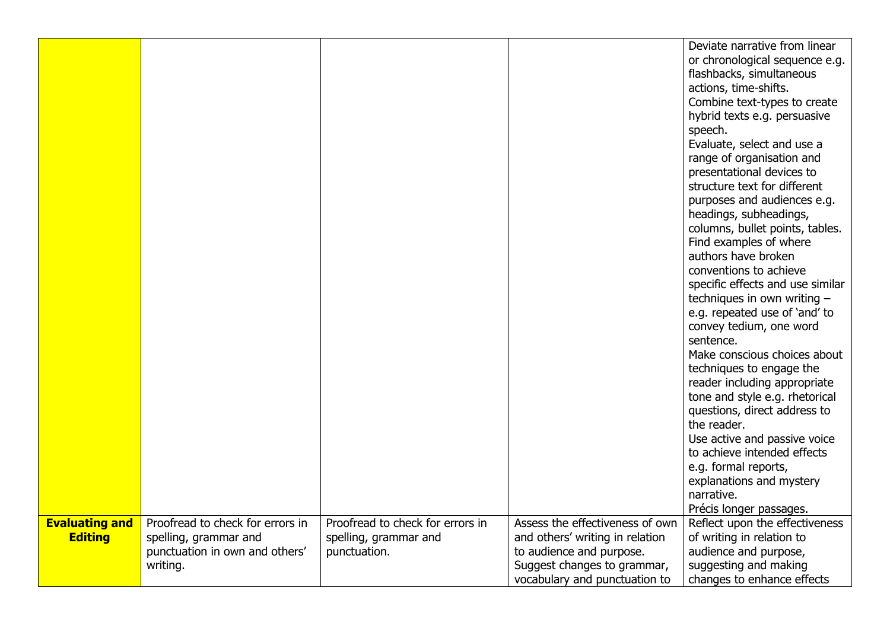| | | | | |
|---|---|---|---|---|
| | | | | Deviate narrative from linear or chronological sequence e.g. flashbacks, simultaneous actions, time-shifts.<br>Combine text-types to create hybrid texts e.g. persuasive speech.<br>Evaluate, select and use a range of organisation and presentational devices to structure text for different purposes and audiences e.g. headings, subheadings, columns, bullet points, tables.<br>Find examples of where authors have broken conventions to achieve specific effects and use similar techniques in own writing – e.g. repeated use of 'and' to convey tedium, one word sentence.<br>Make conscious choices about techniques to engage the reader including appropriate tone and style e.g. rhetorical questions, direct address to the reader.<br>Use active and passive voice to achieve intended effects e.g. formal reports, explanations and mystery narrative.<br>Précis longer passages. |
| **Evaluating and Editing** | Proofread to check for errors in spelling, grammar and punctuation in own and others' writing. | Proofread to check for errors in spelling, grammar and punctuation. | Assess the effectiveness of own and others' writing in relation to audience and purpose.<br>Suggest changes to grammar, vocabulary and punctuation to | Reflect upon the effectiveness of writing in relation to audience and purpose, suggesting and making changes to enhance effects |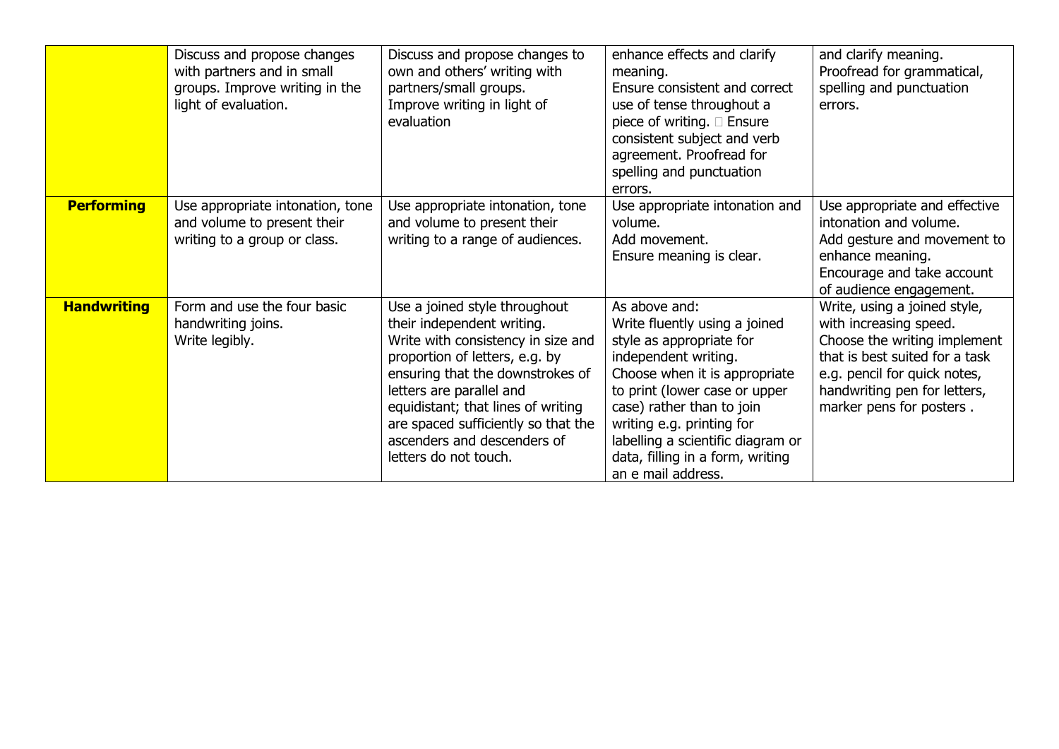| | | | | |
|---|---|---|---|---|
| | Discuss and propose changes with partners and in small groups. Improve writing in the light of evaluation. | Discuss and propose changes to own and others' writing with partners/small groups.<br>Improve writing in light of evaluation | enhance effects and clarify meaning.<br>Ensure consistent and correct use of tense throughout a piece of writing.  Ensure consistent subject and verb agreement. Proofread for spelling and punctuation errors. | and clarify meaning.<br>Proofread for grammatical, spelling and punctuation errors. |
| **Performing** | Use appropriate intonation, tone and volume to present their writing to a group or class. | Use appropriate intonation, tone and volume to present their writing to a range of audiences. | Use appropriate intonation and volume.<br>Add movement.<br>Ensure meaning is clear. | Use appropriate and effective intonation and volume.<br>Add gesture and movement to enhance meaning.<br>Encourage and take account of audience engagement. |
| **Handwriting** | Form and use the four basic handwriting joins.<br>Write legibly. | Use a joined style throughout their independent writing.<br>Write with consistency in size and proportion of letters, e.g. by ensuring that the downstrokes of letters are parallel and equidistant; that lines of writing are spaced sufficiently so that the ascenders and descenders of letters do not touch. | As above and:<br>Write fluently using a joined style as appropriate for independent writing.<br>Choose when it is appropriate to print (lower case or upper case) rather than to join writing e.g. printing for labelling a scientific diagram or data, filling in a form, writing an e mail address. | Write, using a joined style, with increasing speed.<br>Choose the writing implement that is best suited for a task e.g. pencil for quick notes, handwriting pen for letters, marker pens for posters . |